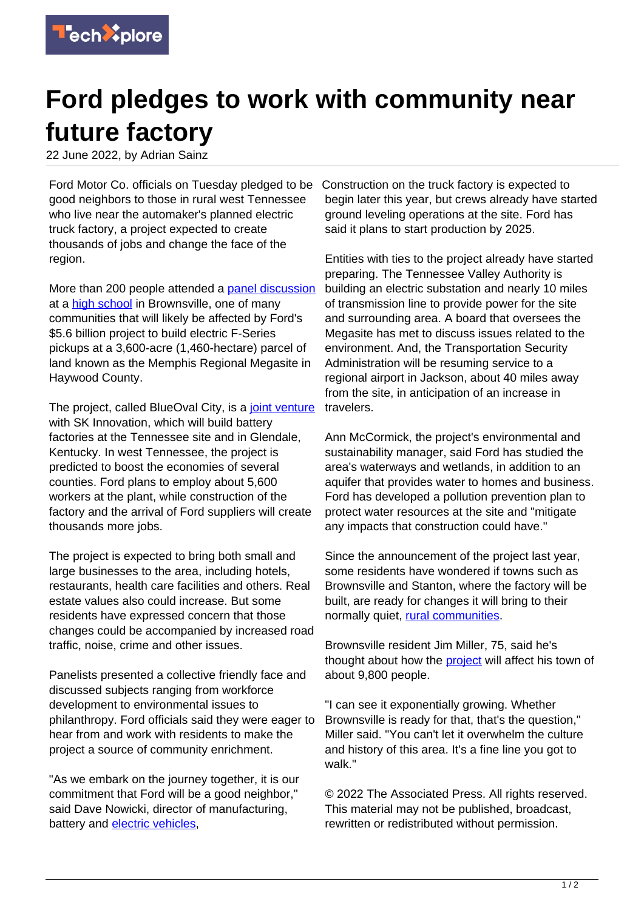# Ford pledges to work with community near future factory

22 June 2022, by Adrian Sainz

Ford Motor Co. officials on Tuesday pledged to be good neighbors to those in rural west Tennessee who live near the automaker's planned electric truck factory, a project expected to create thousands of jobs and change the face of the region.

More than 200 people attended a panel discussion at a high school in Brownsville, one of many communities that will likely be affected by Ford's $5.6 billion project to build electric F-Series pickups at a 3,600-acre (1,460-hectare) parcel of land known as the Memphis Regional Megasite in Haywood County.

The project, called BlueOval City, is a joint venture with SK Innovation, which will build battery factories at the Tennessee site and in Glendale, Kentucky. In west Tennessee, the project is predicted to boost the economies of several counties. Ford plans to employ about 5,600 workers at the plant, while construction of the factory and the arrival of Ford suppliers will create thousands more jobs.

The project is expected to bring both small and large businesses to the area, including hotels, restaurants, health care facilities and others. Real estate values also could increase. But some residents have expressed concern that those changes could be accompanied by increased road traffic, noise, crime and other issues.

Panelists presented a collective friendly face and discussed subjects ranging from workforce development to environmental issues to philanthropy. Ford officials said they were eager to hear from and work with residents to make the project a source of community enrichment.

"As we embark on the journey together, it is our commitment that Ford will be a good neighbor," said Dave Nowicki, director of manufacturing, battery and electric vehicles,

Construction on the truck factory is expected to begin later this year, but crews already have started ground leveling operations at the site. Ford has said it plans to start production by 2025.

Entities with ties to the project already have started preparing. The Tennessee Valley Authority is building an electric substation and nearly 10 miles of transmission line to provide power for the site and surrounding area. A board that oversees the Megasite has met to discuss issues related to the environment. And, the Transportation Security Administration will be resuming service to a regional airport in Jackson, about 40 miles away from the site, in anticipation of an increase in travelers.

Ann McCormick, the project's environmental and sustainability manager, said Ford has studied the area's waterways and wetlands, in addition to an aquifer that provides water to homes and business. Ford has developed a pollution prevention plan to protect water resources at the site and "mitigate any impacts that construction could have."

Since the announcement of the project last year, some residents have wondered if towns such as Brownsville and Stanton, where the factory will be built, are ready for changes it will bring to their normally quiet, rural communities.

Brownsville resident Jim Miller, 75, said he's thought about how the project will affect his town of about 9,800 people.

"I can see it exponentially growing. Whether Brownsville is ready for that, that's the question," Miller said. "You can't let it overwhelm the culture and history of this area. It's a fine line you got to walk."

© 2022 The Associated Press. All rights reserved. This material may not be published, broadcast, rewritten or redistributed without permission.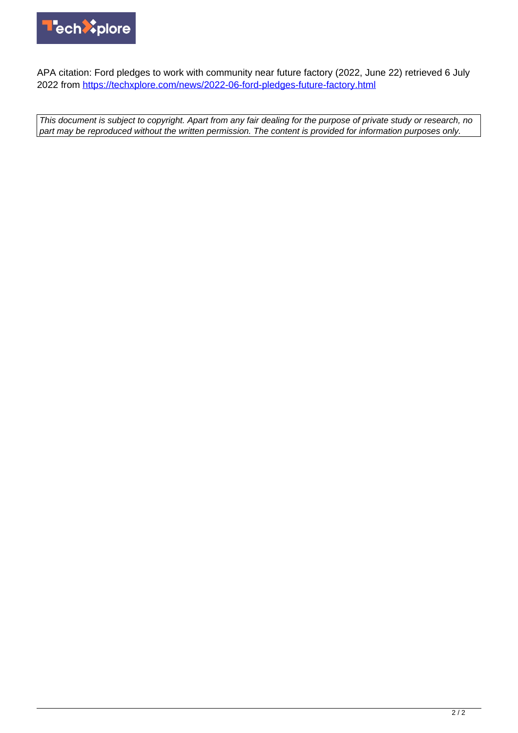APA citation: Ford pledges to work with community near future factory (2022, June 22) retrieved 6 July 2022 from https://techxplore.com/news/2022-06-ford-pledges-future-factory.html

*This document is subject to copyright. Apart from any fair dealing for the purpose of private study or research, no part may be reproduced without the written permission. The content is provided for information purposes only.*